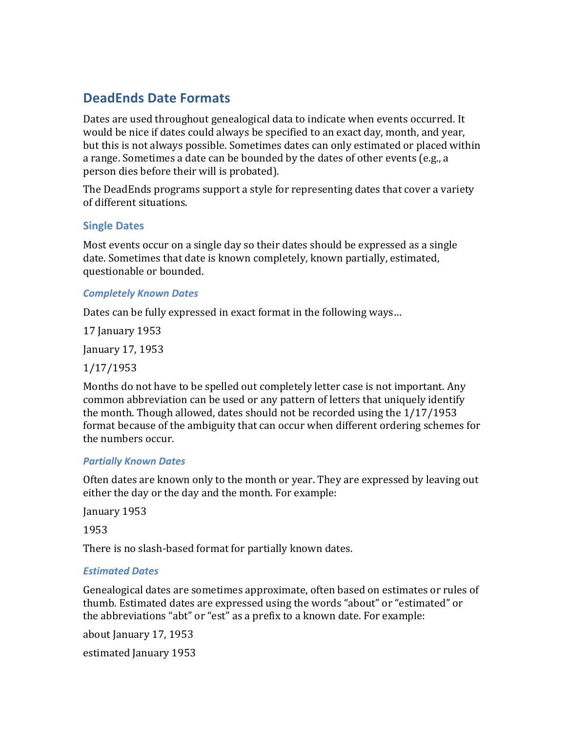## DeadEnds Date Formats

Dates are used throughout genealogical data to indicate when events occurred. It would be nice if dates could always be specified to an exact day, month, and year, but this is not always possible. Sometimes dates can only estimated or placed within a range. Sometimes a date can be bounded by the dates of other events (e.g., a person dies before their will is probated).

The DeadEnds programs support a style for representing dates that cover a variety of different situations.

### Single Dates

Most events occur on a single day so their dates should be expressed as a single date. Sometimes that date is known completely, known partially, estimated, questionable or bounded.

#### *Completely Known Dates*

Dates can be fully expressed in exact format in the following ways…

17 January 1953

January 17, 1953

1/17/1953

Months do not have to be spelled out completely letter case is not important. Any common abbreviation can be used or any pattern of letters that uniquely identify the month. Though allowed, dates should not be recorded using the 1/17/1953 format because of the ambiguity that can occur when different ordering schemes for the numbers occur.

#### *Partially Known Dates*

Often dates are known only to the month or year. They are expressed by leaving out either the day or the day and the month. For example:

January 1953

1953

There is no slash-based format for partially known dates.

#### *Estimated Dates*

Genealogical dates are sometimes approximate, often based on estimates or rules of thumb. Estimated dates are expressed using the words "about" or "estimated" or the abbreviations "abt" or "est" as a prefix to a known date. For example:

about January 17, 1953

estimated January 1953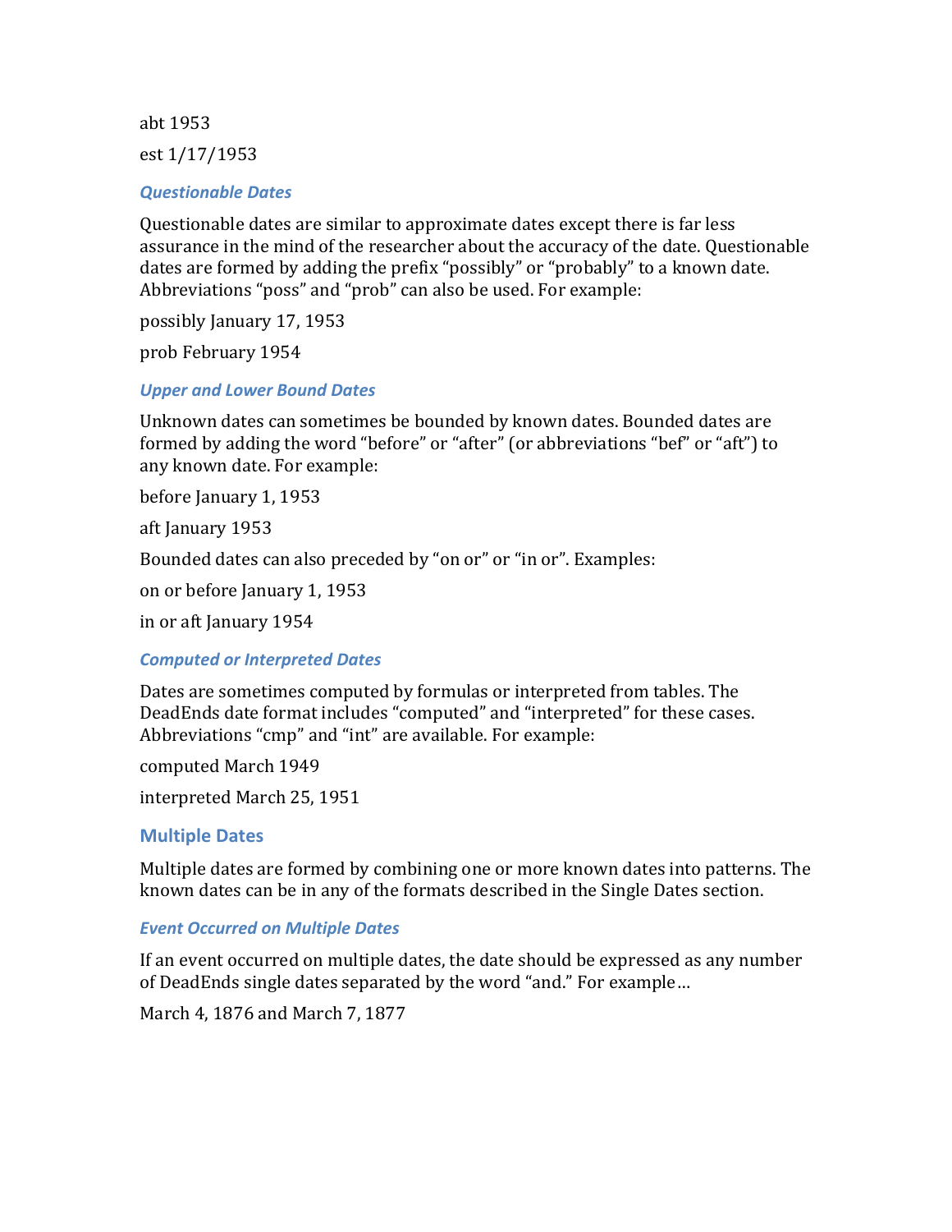abt 1953

est 1/17/1953

### *Questionable Dates*

Questionable dates are similar to approximate dates except there is far less assurance in the mind of the researcher about the accuracy of the date. Questionable dates are formed by adding the prefix "possibly" or "probably" to a known date. Abbreviations "poss" and "prob" can also be used. For example:

possibly January 17, 1953

prob February 1954

### *Upper and Lower Bound Dates*

Unknown dates can sometimes be bounded by known dates. Bounded dates are formed by adding the word "before" or "after" (or abbreviations "bef" or "aft") to any known date. For example:

before January 1, 1953

aft January 1953

Bounded dates can also preceded by "on or" or "in or". Examples:

on or before January 1, 1953

in or aft January 1954

### *Computed or Interpreted Dates*

Dates are sometimes computed by formulas or interpreted from tables. The DeadEnds date format includes "computed" and "interpreted" for these cases. Abbreviations "cmp" and "int" are available. For example:

computed March 1949

interpreted March 25, 1951

## Multiple Dates

Multiple dates are formed by combining one or more known dates into patterns. The known dates can be in any of the formats described in the Single Dates section.

### *Event Occurred on Multiple Dates*

If an event occurred on multiple dates, the date should be expressed as any number of DeadEnds single dates separated by the word "and." For example…

March 4, 1876 and March 7, 1877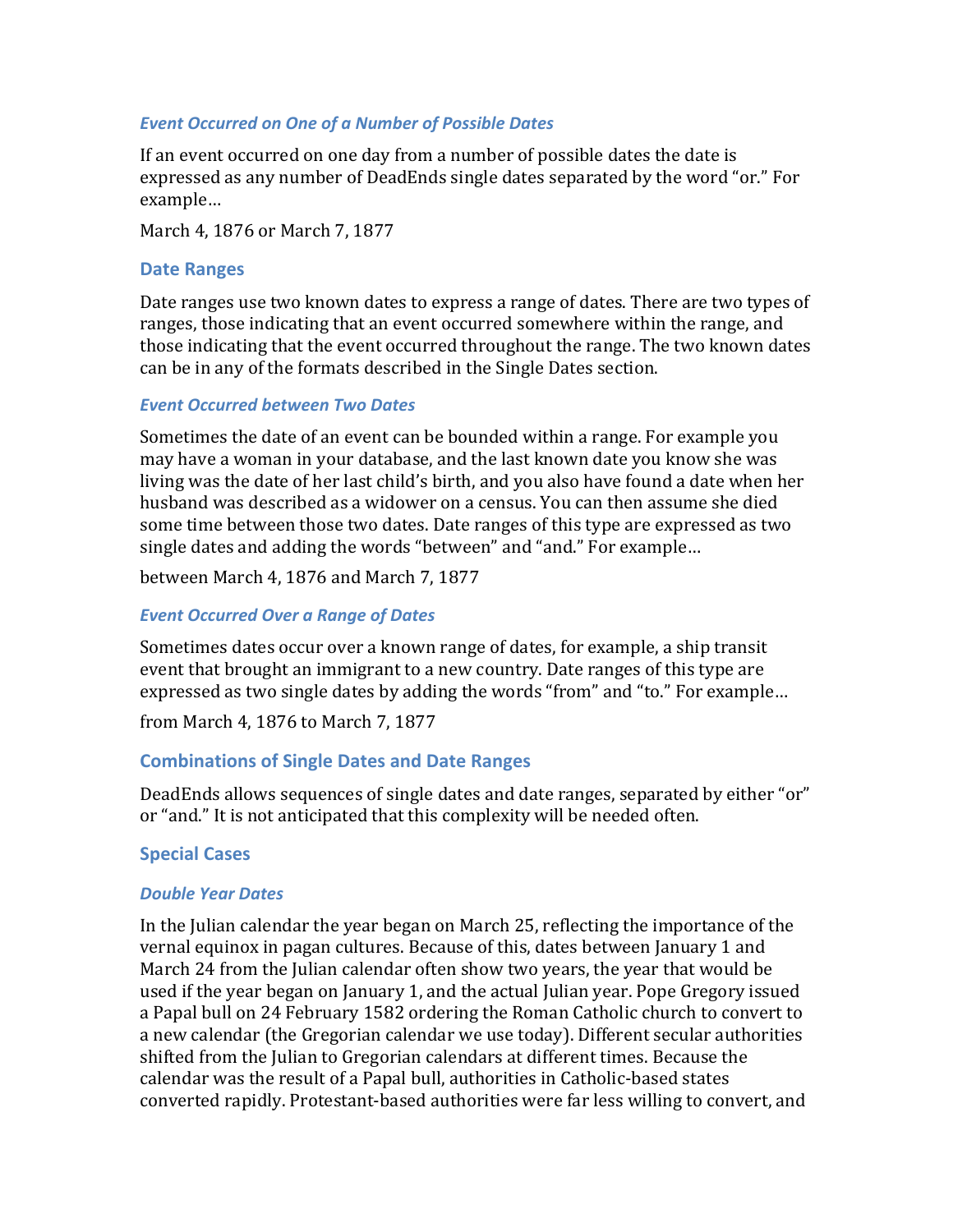#### *Event Occurred on One of a Number of Possible Dates*

If an event occurred on one day from a number of possible dates the date is expressed as any number of DeadEnds single dates separated by the word "or." For example…

March 4, 1876 or March 7, 1877

### Date Ranges

Date ranges use two known dates to express a range of dates. There are two types of ranges, those indicating that an event occurred somewhere within the range, and those indicating that the event occurred throughout the range. The two known dates can be in any of the formats described in the Single Dates section.

#### *Event Occurred between Two Dates*

Sometimes the date of an event can be bounded within a range. For example you may have a woman in your database, and the last known date you know she was living was the date of her last child's birth, and you also have found a date when her husband was described as a widower on a census. You can then assume she died some time between those two dates. Date ranges of this type are expressed as two single dates and adding the words "between" and "and." For example…

between March 4, 1876 and March 7, 1877

#### *Event Occurred Over a Range of Dates*

Sometimes dates occur over a known range of dates, for example, a ship transit event that brought an immigrant to a new country. Date ranges of this type are expressed as two single dates by adding the words "from" and "to." For example…

from March 4, 1876 to March 7, 1877

### Combinations of Single Dates and Date Ranges

DeadEnds allows sequences of single dates and date ranges, separated by either "or" or "and." It is not anticipated that this complexity will be needed often.

### Special Cases

#### *Double Year Dates*

In the Julian calendar the year began on March 25, reflecting the importance of the vernal equinox in pagan cultures. Because of this, dates between January 1 and March 24 from the Julian calendar often show two years, the year that would be used if the year began on January 1, and the actual Julian year. Pope Gregory issued a Papal bull on 24 February 1582 ordering the Roman Catholic church to convert to a new calendar (the Gregorian calendar we use today). Different secular authorities shifted from the Julian to Gregorian calendars at different times. Because the calendar was the result of a Papal bull, authorities in Catholic-based states converted rapidly. Protestant-based authorities were far less willing to convert, and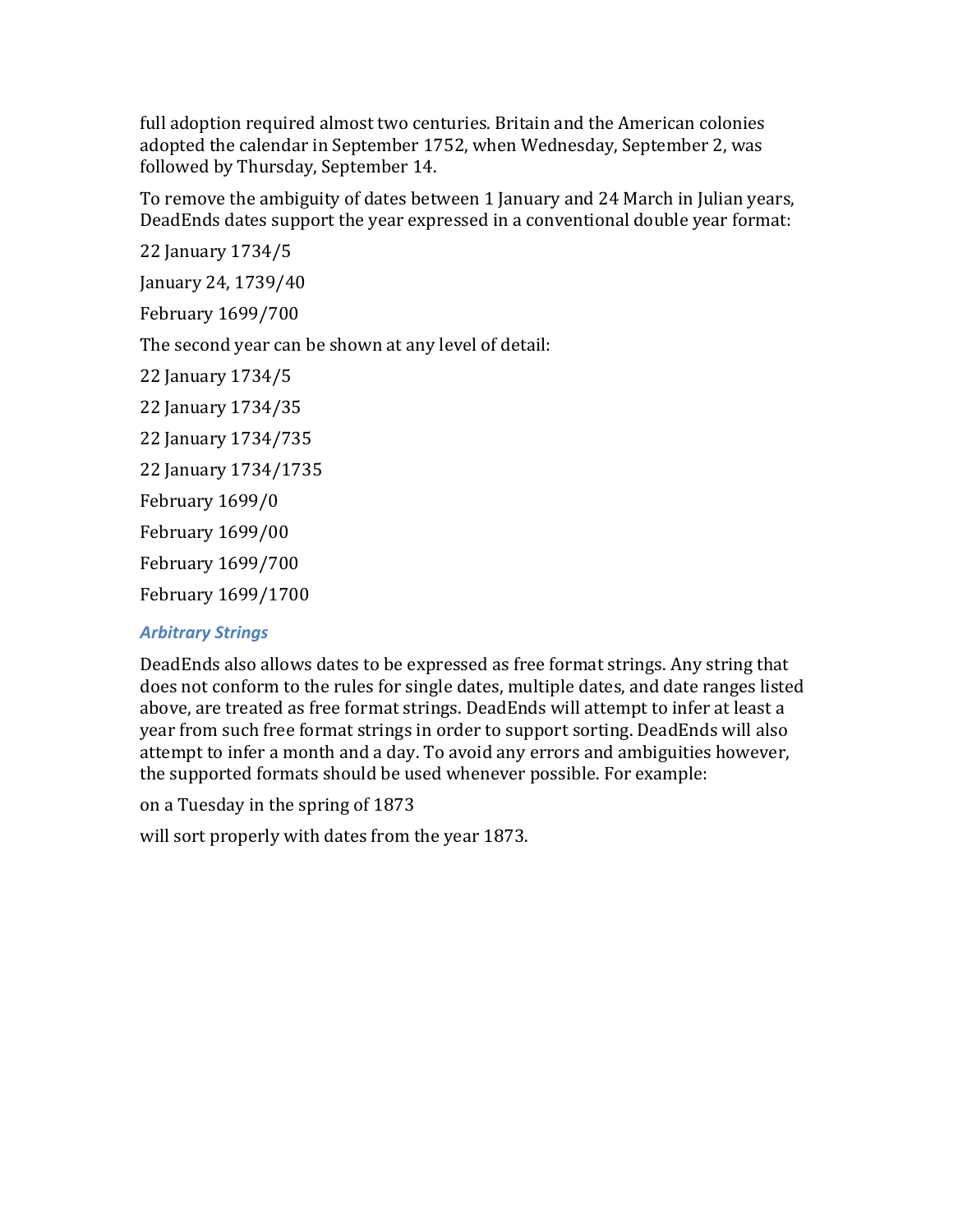full adoption required almost two centuries. Britain and the American colonies adopted the calendar in September 1752, when Wednesday, September 2, was followed by Thursday, September 14.

To remove the ambiguity of dates between 1 January and 24 March in Julian years, DeadEnds dates support the year expressed in a conventional double year format:

22 January 1734/5

January 24, 1739/40

February 1699/700

The second year can be shown at any level of detail:

22 January 1734/5

22 January 1734/35

22 January 1734/735

22 January 1734/1735

February 1699/0

February 1699/00

February 1699/700

February 1699/1700

### *Arbitrary Strings*

DeadEnds also allows dates to be expressed as free format strings. Any string that does not conform to the rules for single dates, multiple dates, and date ranges listed above, are treated as free format strings. DeadEnds will attempt to infer at least a year from such free format strings in order to support sorting. DeadEnds will also attempt to infer a month and a day. To avoid any errors and ambiguities however, the supported formats should be used whenever possible. For example:

on a Tuesday in the spring of 1873

will sort properly with dates from the year 1873.